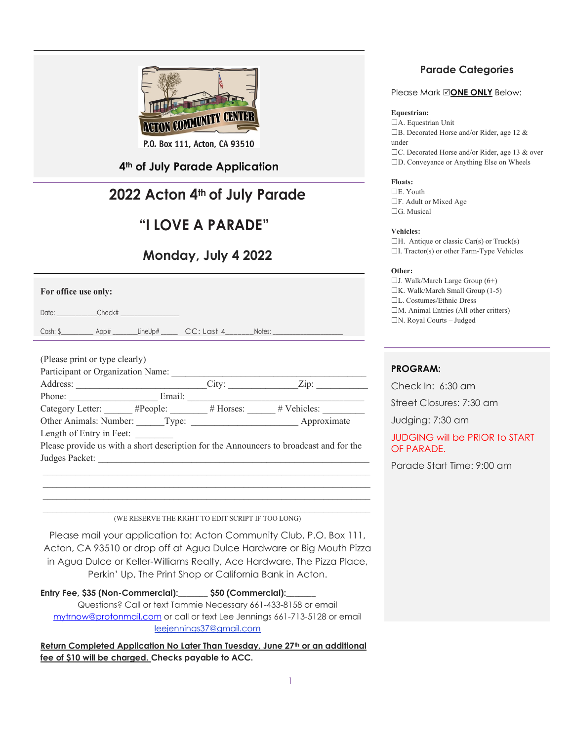ACTON COMMUNITY CENTER

P.O. Box 111, Acton, CA 93510

**4th of July Parade Application**

# 2022 Acton 4th of July Parade

# "I LOVE A PARADE"

## Monday, July 4 2022

**For office use only:**

Date: ___________Check# ________________

Cash: $_________ App# _______LineUp# _____ CC: Last 4_______Notes: ____________________

(Please print or type clearly)

Participant or Organization Name: ____________________________________________

Address: _____________________________City: _______________Zip: ___________

Phone: ___________________ Email: ______________________________________

Category Letter: ______ #People: ________ # Horses: ______ # Vehicles: _________

Other Animals: Number: ______Type: ______________________ Approximate Length of Entry in Feet: _________

Please provide us with a short description for the Announcers to broadcast and for the Judges Packet: ______________________________________________________________

_____________________________________________________________________

_____________________________________________________________________

_____________________________________________________________________

_____________________________________________________________________

(WE RESERVE THE RIGHT TO EDIT SCRIPT IF TOO LONG)

Please mail your application to: Acton Community Club, P.O. Box 111, Acton, CA 93510 or drop off at Agua Dulce Hardware or Big Mouth Pizza in Agua Dulce or Keller-Williams Realty, Ace Hardware, The Pizza Place, Perkin' Up, The Print Shop or California Bank in Acton.

**Entry Fee, $35 (Non-Commercial):_______ $50 (Commercial):_______**

Questions? Call or text Tammie Necessary 661-433-8158 or email mytrnow@protonmail.com or call or text Lee Jennings 661-713-5128 or email leejennings37@gmail.com

**Return Completed Application No Later Than Tuesday, June 27th or an additional fee of $10 will be charged. Checks payable to ACC.**

## Parade Categories

Please Mark ☑**ONE ONLY** Below:

**Equestrian:**

☐A. Equestrian Unit
☐B. Decorated Horse and/or Rider, age 12 & under
☐C. Decorated Horse and/or Rider, age 13 & over
☐D. Conveyance or Anything Else on Wheels

**Floats:**

☐E. Youth
☐F. Adult or Mixed Age
☐G. Musical

**Vehicles:**

☐H. Antique or classic Car(s) or Truck(s)
☐I. Tractor(s) or other Farm-Type Vehicles

**Other:**

☐J. Walk/March Large Group (6+)
☐K. Walk/March Small Group (1-5)
☐L. Costumes/Ethnic Dress
☐M. Animal Entries (All other critters)
☐N. Royal Courts – Judged

**PROGRAM:**

Check In: 6:30 am

Street Closures: 7:30 am

Judging: 7:30 am

JUDGING will be PRIOR to START OF PARADE.

Parade Start Time: 9:00 am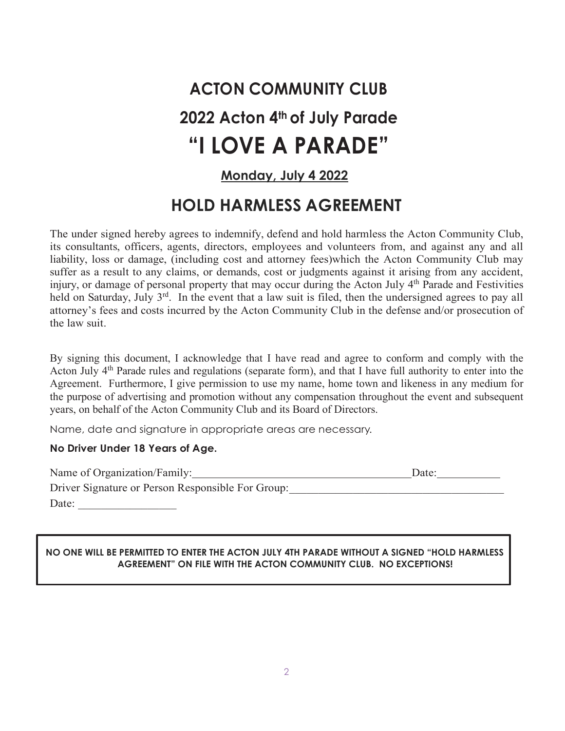# ACTON COMMUNITY CLUB

## 2022 Acton 4th of July Parade

# "I LOVE A PARADE"

**Monday, July 4 2022**

## HOLD HARMLESS AGREEMENT

The under signed hereby agrees to indemnify, defend and hold harmless the Acton Community Club, its consultants, officers, agents, directors, employees and volunteers from, and against any and all liability, loss or damage, (including cost and attorney fees)which the Acton Community Club may suffer as a result to any claims, or demands, cost or judgments against it arising from any accident, injury, or damage of personal property that may occur during the Acton July 4th Parade and Festivities held on Saturday, July 3rd. In the event that a law suit is filed, then the undersigned agrees to pay all attorney's fees and costs incurred by the Acton Community Club in the defense and/or prosecution of the law suit.

By signing this document, I acknowledge that I have read and agree to conform and comply with the Acton July 4th Parade rules and regulations (separate form), and that I have full authority to enter into the Agreement. Furthermore, I give permission to use my name, home town and likeness in any medium for the purpose of advertising and promotion without any compensation throughout the event and subsequent years, on behalf of the Acton Community Club and its Board of Directors.

Name, date and signature in appropriate areas are necessary.

**No Driver Under 18 Years of Age.**

Name of Organization/Family:________________________________________ Date:___________

Driver Signature or Person Responsible For Group:______________________________________

Date: _________________

**NO ONE WILL BE PERMITTED TO ENTER THE ACTON JULY 4TH PARADE WITHOUT A SIGNED "HOLD HARMLESS AGREEMENT" ON FILE WITH THE ACTON COMMUNITY CLUB. NO EXCEPTIONS!**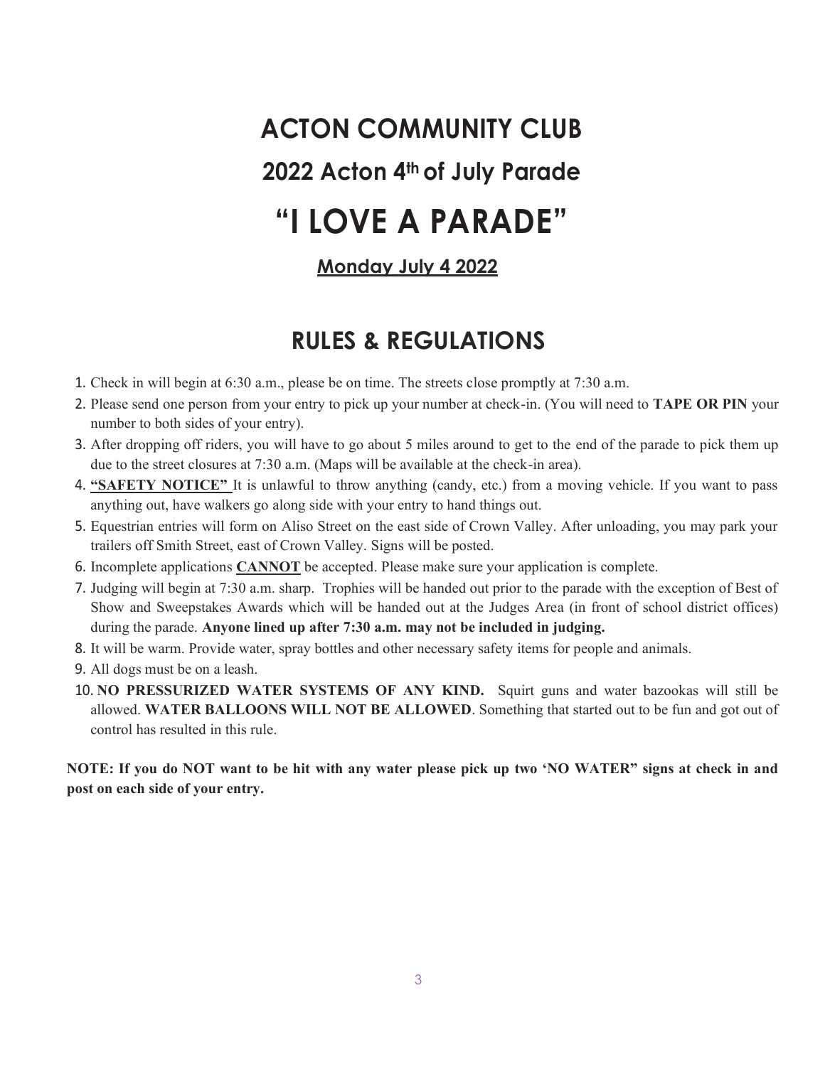# ACTON COMMUNITY CLUB

## 2022 Acton 4th of July Parade

# "I LOVE A PARADE"

**Monday July 4 2022**

## RULES & REGULATIONS

1. Check in will begin at 6:30 a.m., please be on time. The streets close promptly at 7:30 a.m.
2. Please send one person from your entry to pick up your number at check-in. (You will need to **TAPE OR PIN** your number to both sides of your entry).
3. After dropping off riders, you will have to go about 5 miles around to get to the end of the parade to pick them up due to the street closures at 7:30 a.m. (Maps will be available at the check-in area).
4. **"SAFETY NOTICE"** It is unlawful to throw anything (candy, etc.) from a moving vehicle. If you want to pass anything out, have walkers go along side with your entry to hand things out.
5. Equestrian entries will form on Aliso Street on the east side of Crown Valley. After unloading, you may park your trailers off Smith Street, east of Crown Valley. Signs will be posted.
6. Incomplete applications **CANNOT** be accepted. Please make sure your application is complete.
7. Judging will begin at 7:30 a.m. sharp. Trophies will be handed out prior to the parade with the exception of Best of Show and Sweepstakes Awards which will be handed out at the Judges Area (in front of school district offices) during the parade. **Anyone lined up after 7:30 a.m. may not be included in judging.**
8. It will be warm. Provide water, spray bottles and other necessary safety items for people and animals.
9. All dogs must be on a leash.
10. **NO PRESSURIZED WATER SYSTEMS OF ANY KIND.** Squirt guns and water bazookas will still be allowed. **WATER BALLOONS WILL NOT BE ALLOWED**. Something that started out to be fun and got out of control has resulted in this rule.

**NOTE: If you do NOT want to be hit with any water please pick up two 'NO WATER" signs at check in and post on each side of your entry.**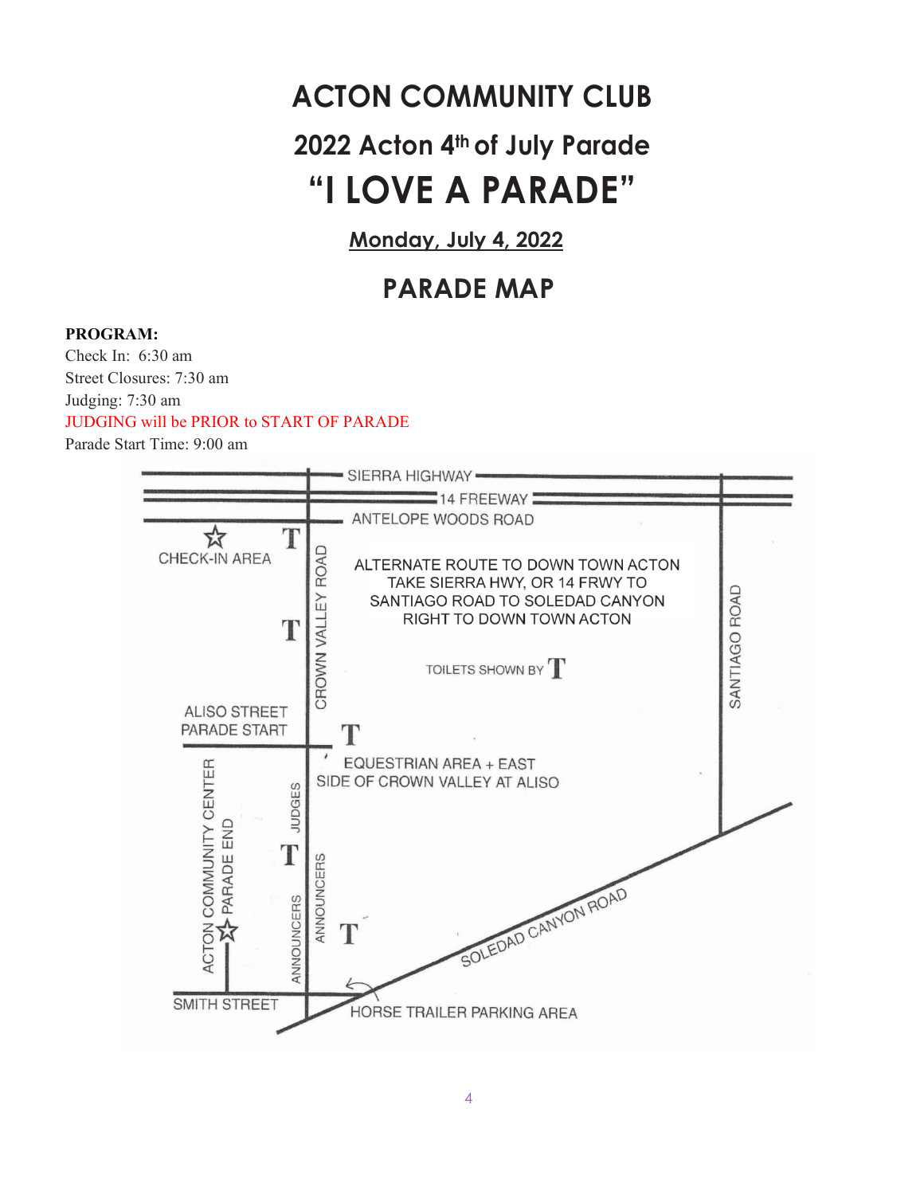# ACTON COMMUNITY CLUB

## 2022 Acton 4th of July Parade

# "I LOVE A PARADE"

**Monday, July 4, 2022**

## PARADE MAP

**PROGRAM:**

Check In: 6:30 am
Street Closures: 7:30 am
Judging: 7:30 am
JUDGING will be PRIOR to START OF PARADE
Parade Start Time: 9:00 am

SIERRA HIGHWAY
14 FREEWAY
ANTELOPE WOODS ROAD
CHECK-IN AREA
CROWN VALLEY ROAD
ALTERNATE ROUTE TO DOWN TOWN ACTON TAKE SIERRA HWY, OR 14 FRWY TO SANTIAGO ROAD TO SOLEDAD CANYON RIGHT TO DOWN TOWN ACTON
TOILETS SHOWN BY T
SANTIAGO ROAD
ALISO STREET PARADE START
EQUESTRIAN AREA + EAST SIDE OF CROWN VALLEY AT ALISO
ACTON COMMUNITY CENTER
PARADE END
JUDGES
ANNOUNCERS
ANNOUNCERS
SOLEDAD CANYON ROAD
SMITH STREET
HORSE TRAILER PARKING AREA